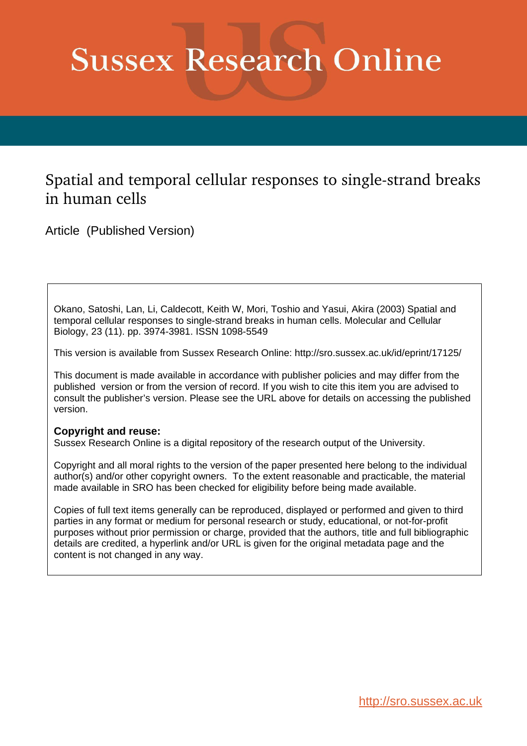# Sussex Research Online

## Spatial and temporal cellular responses to single-strand breaks in human cells

Article (Published Version)

Okano, Satoshi, Lan, Li, Caldecott, Keith W, Mori, Toshio and Yasui, Akira (2003) Spatial and temporal cellular responses to single-strand breaks in human cells. Molecular and Cellular Biology, 23 (11). pp. 3974-3981. ISSN 1098-5549

This version is available from Sussex Research Online: http://sro.sussex.ac.uk/id/eprint/17125/

This document is made available in accordance with publisher policies and may differ from the published version or from the version of record. If you wish to cite this item you are advised to consult the publisher's version. Please see the URL above for details on accessing the published version.

**Copyright and reuse:**
Sussex Research Online is a digital repository of the research output of the University.

Copyright and all moral rights to the version of the paper presented here belong to the individual author(s) and/or other copyright owners. To the extent reasonable and practicable, the material made available in SRO has been checked for eligibility before being made available.

Copies of full text items generally can be reproduced, displayed or performed and given to third parties in any format or medium for personal research or study, educational, or not-for-profit purposes without prior permission or charge, provided that the authors, title and full bibliographic details are credited, a hyperlink and/or URL is given for the original metadata page and the content is not changed in any way.

http://sro.sussex.ac.uk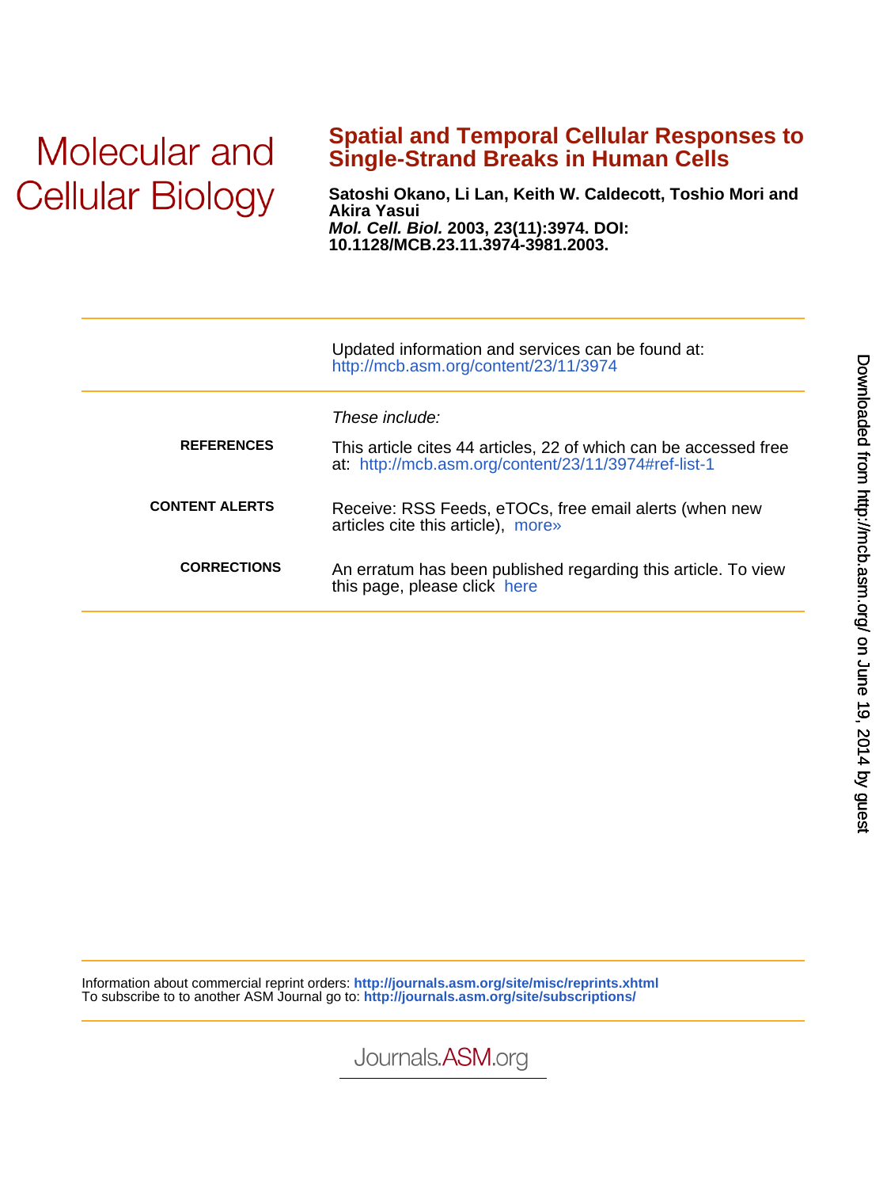Molecular and Cellular Biology

# Spatial and Temporal Cellular Responses to Single-Strand Breaks in Human Cells

**Satoshi Okano, Li Lan, Keith W. Caldecott, Toshio Mori and Akira Yasui**

***Mol. Cell. Biol.*** **2003, 23(11):3974. DOI: 10.1128/MCB.23.11.3974-3981.2003.**

Updated information and services can be found at: http://mcb.asm.org/content/23/11/3974

*These include:*

**REFERENCES** — This article cites 44 articles, 22 of which can be accessed free at: http://mcb.asm.org/content/23/11/3974#ref-list-1

**CONTENT ALERTS** — Receive: RSS Feeds, eTOCs, free email alerts (when new articles cite this article), more»

**CORRECTIONS** — An erratum has been published regarding this article. To view this page, please click here

Information about commercial reprint orders: **http://journals.asm.org/site/misc/reprints.xhtml**
To subscribe to to another ASM Journal go to: **http://journals.asm.org/site/subscriptions/**

Journals.ASM.org

Downloaded from http://mcb.asm.org/ on June 19, 2014 by guest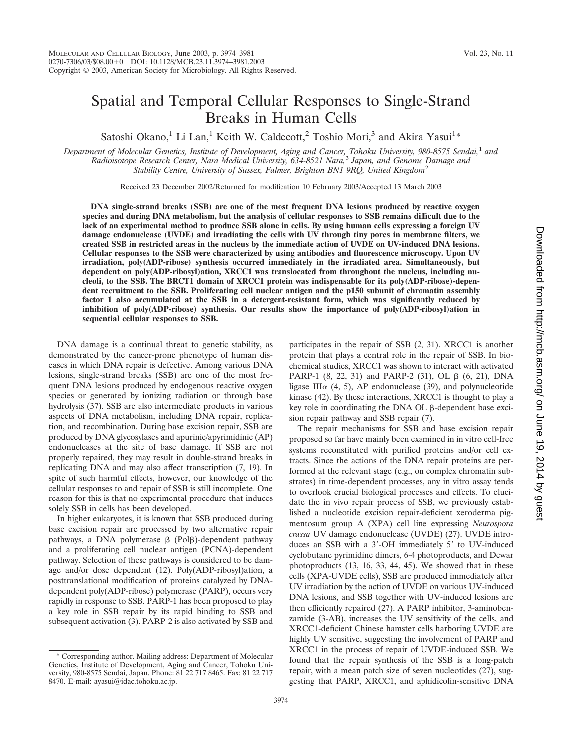# Spatial and Temporal Cellular Responses to Single-Strand Breaks in Human Cells

Satoshi Okano,[1] Li Lan,[1] Keith W. Caldecott,[2] Toshio Mori,[3] and Akira Yasui[1]*

*Department of Molecular Genetics, Institute of Development, Aging and Cancer, Tohoku University, 980-8575 Sendai,[1] and Radioisotope Research Center, Nara Medical University, 634-8521 Nara,[3] Japan, and Genome Damage and Stability Centre, University of Sussex, Falmer, Brighton BN1 9RQ, United Kingdom[2]*

Received 23 December 2002/Returned for modification 10 February 2003/Accepted 13 March 2003

**DNA single-strand breaks (SSB) are one of the most frequent DNA lesions produced by reactive oxygen species and during DNA metabolism, but the analysis of cellular responses to SSB remains difficult due to the lack of an experimental method to produce SSB alone in cells. By using human cells expressing a foreign UV damage endonuclease (UVDE) and irradiating the cells with UV through tiny pores in membrane filters, we created SSB in restricted areas in the nucleus by the immediate action of UVDE on UV-induced DNA lesions. Cellular responses to the SSB were characterized by using antibodies and fluorescence microscopy. Upon UV irradiation, poly(ADP-ribose) synthesis occurred immediately in the irradiated area. Simultaneously, but dependent on poly(ADP-ribosyl)ation, XRCC1 was translocated from throughout the nucleus, including nucleoli, to the SSB. The BRCT1 domain of XRCC1 protein was indispensable for its poly(ADP-ribose)-dependent recruitment to the SSB. Proliferating cell nuclear antigen and the p150 subunit of chromatin assembly factor 1 also accumulated at the SSB in a detergent-resistant form, which was significantly reduced by inhibition of poly(ADP-ribose) synthesis. Our results show the importance of poly(ADP-ribosyl)ation in sequential cellular responses to SSB.**

DNA damage is a continual threat to genetic stability, as demonstrated by the cancer-prone phenotype of human diseases in which DNA repair is defective. Among various DNA lesions, single-strand breaks (SSB) are one of the most frequent DNA lesions produced by endogenous reactive oxygen species or generated by ionizing radiation or through base hydrolysis (37). SSB are also intermediate products in various aspects of DNA metabolism, including DNA repair, replication, and recombination. During base excision repair, SSB are produced by DNA glycosylases and apurinic/apyrimidinic (AP) endonucleases at the site of base damage. If SSB are not properly repaired, they may result in double-strand breaks in replicating DNA and may also affect transcription (7, 19). In spite of such harmful effects, however, our knowledge of the cellular responses to and repair of SSB is still incomplete. One reason for this is that no experimental procedure that induces solely SSB in cells has been developed.

In higher eukaryotes, it is known that SSB produced during base excision repair are processed by two alternative repair pathways, a DNA polymerase β (Polβ)-dependent pathway and a proliferating cell nuclear antigen (PCNA)-dependent pathway. Selection of these pathways is considered to be damage and/or dose dependent (12). Poly(ADP-ribosyl)ation, a posttranslational modification of proteins catalyzed by DNA-dependent poly(ADP-ribose) polymerase (PARP), occurs very rapidly in response to SSB. PARP-1 has been proposed to play a key role in SSB repair by its rapid binding to SSB and subsequent activation (3). PARP-2 is also activated by SSB and participates in the repair of SSB (2, 31). XRCC1 is another protein that plays a central role in the repair of SSB. In biochemical studies, XRCC1 was shown to interact with activated PARP-1 (8, 22, 31) and PARP-2 (31), OL β (6, 21), DNA ligase IIIα (4, 5), AP endonuclease (39), and polynucleotide kinase (42). By these interactions, XRCC1 is thought to play a key role in coordinating the DNA OL β-dependent base excision repair pathway and SSB repair (7).

The repair mechanisms for SSB and base excision repair proposed so far have mainly been examined in in vitro cell-free systems reconstituted with purified proteins and/or cell extracts. Since the actions of the DNA repair proteins are performed at the relevant stage (e.g., on complex chromatin substrates) in time-dependent processes, any in vitro assay tends to overlook crucial biological processes and effects. To elucidate the in vivo repair process of SSB, we previously established a nucleotide excision repair-deficient xeroderma pigmentosum group A (XPA) cell line expressing *Neurospora crassa* UV damage endonuclease (UVDE) (27). UVDE introduces an SSB with a 3′-OH immediately 5′ to UV-induced cyclobutane pyrimidine dimers, 6-4 photoproducts, and Dewar photoproducts (13, 16, 33, 44, 45). We showed that in these cells (XPA-UVDE cells), SSB are produced immediately after UV irradiation by the action of UVDE on various UV-induced DNA lesions, and SSB together with UV-induced lesions are then efficiently repaired (27). A PARP inhibitor, 3-aminobenzamide (3-AB), increases the UV sensitivity of the cells, and XRCC1-deficient Chinese hamster cells harboring UVDE are highly UV sensitive, suggesting the involvement of PARP and XRCC1 in the process of repair of UVDE-induced SSB. We found that the repair synthesis of the SSB is a long-patch repair, with a mean patch size of seven nucleotides (27), suggesting that PARP, XRCC1, and aphidicolin-sensitive DNA

* Corresponding author. Mailing address: Department of Molecular Genetics, Institute of Development, Aging and Cancer, Tohoku University, 980-8575 Sendai, Japan. Phone: 81 22 717 8465. Fax: 81 22 717 8470. E-mail: ayasui@idac.tohoku.ac.jp.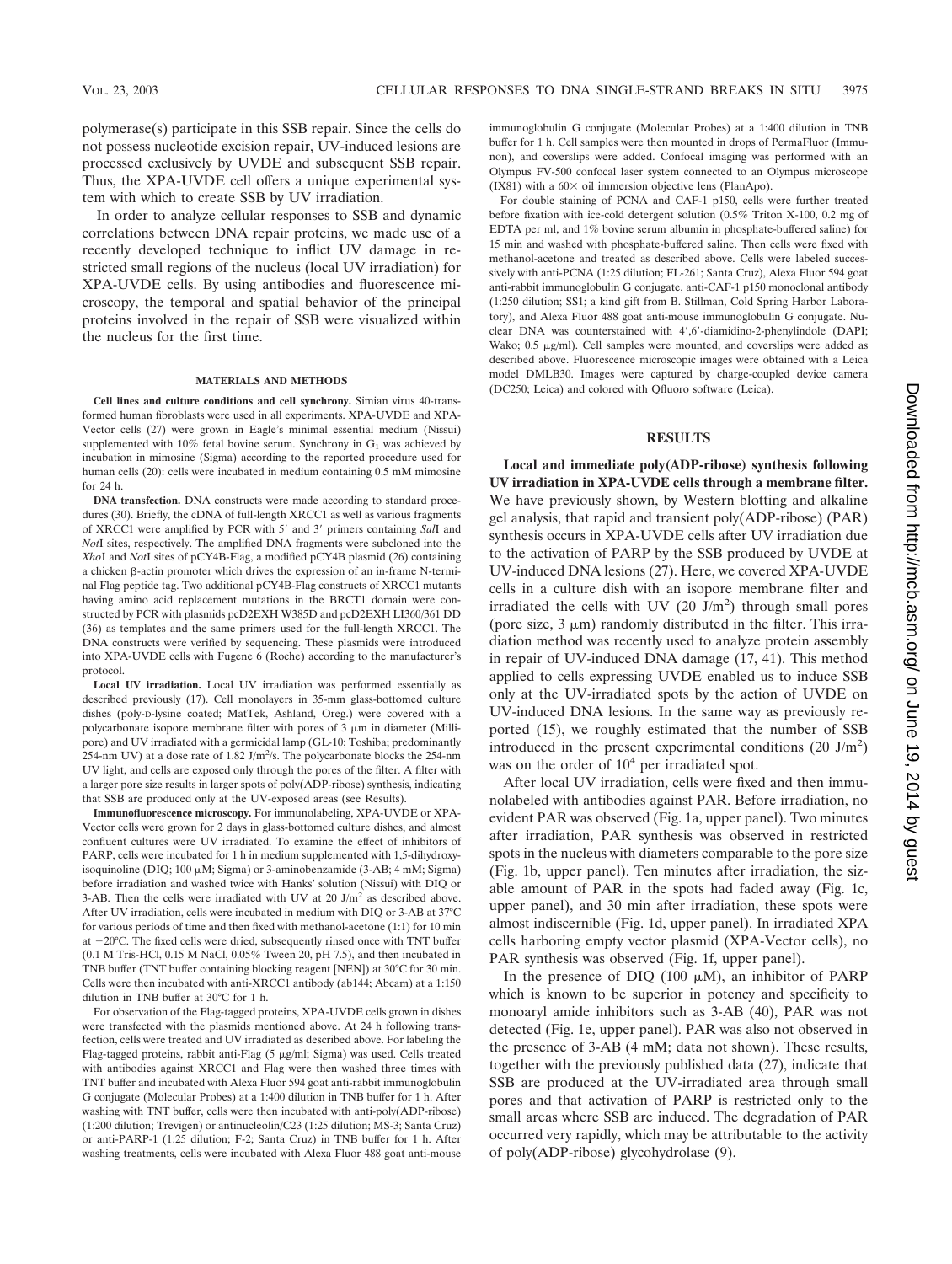polymerase(s) participate in this SSB repair. Since the cells do not possess nucleotide excision repair, UV-induced lesions are processed exclusively by UVDE and subsequent SSB repair. Thus, the XPA-UVDE cell offers a unique experimental system with which to create SSB by UV irradiation.

In order to analyze cellular responses to SSB and dynamic correlations between DNA repair proteins, we made use of a recently developed technique to inflict UV damage in restricted small regions of the nucleus (local UV irradiation) for XPA-UVDE cells. By using antibodies and fluorescence microscopy, the temporal and spatial behavior of the principal proteins involved in the repair of SSB were visualized within the nucleus for the first time.

## MATERIALS AND METHODS

**Cell lines and culture conditions and cell synchrony.** Simian virus 40-transformed human fibroblasts were used in all experiments. XPA-UVDE and XPA-Vector cells (27) were grown in Eagle's minimal essential medium (Nissui) supplemented with 10% fetal bovine serum. Synchrony in $G_1$ was achieved by incubation in mimosine (Sigma) according to the reported procedure used for human cells (20): cells were incubated in medium containing 0.5 mM mimosine for 24 h.

**DNA transfection.** DNA constructs were made according to standard procedures (30). Briefly, the cDNA of full-length XRCC1 as well as various fragments of XRCC1 were amplified by PCR with 5′ and 3′ primers containing *Sal*I and *Not*I sites, respectively. The amplified DNA fragments were subcloned into the *Xho*I and *Not*I sites of pCY4B-Flag, a modified pCY4B plasmid (26) containing a chicken β-actin promoter which drives the expression of an in-frame N-terminal Flag peptide tag. Two additional pCY4B-Flag constructs of XRCC1 mutants having amino acid replacement mutations in the BRCT1 domain were constructed by PCR with plasmids pcD2EXH W385D and pcD2EXH LI360/361 DD (36) as templates and the same primers used for the full-length XRCC1. The DNA constructs were verified by sequencing. These plasmids were introduced into XPA-UVDE cells with Fugene 6 (Roche) according to the manufacturer's protocol.

**Local UV irradiation.** Local UV irradiation was performed essentially as described previously (17). Cell monolayers in 35-mm glass-bottomed culture dishes (poly-D-lysine coated; MatTek, Ashland, Oreg.) were covered with a polycarbonate isopore membrane filter with pores of 3 μm in diameter (Millipore) and UV irradiated with a germicidal lamp (GL-10; Toshiba; predominantly 254-nm UV) at a dose rate of 1.82 J/m²/s. The polycarbonate blocks the 254-nm UV light, and cells are exposed only through the pores of the filter. A filter with a larger pore size results in larger spots of poly(ADP-ribose) synthesis, indicating that SSB are produced only at the UV-exposed areas (see Results).

**Immunofluorescence microscopy.** For immunolabeling, XPA-UVDE or XPA-Vector cells were grown for 2 days in glass-bottomed culture dishes, and almost confluent cultures were UV irradiated. To examine the effect of inhibitors of PARP, cells were incubated for 1 h in medium supplemented with 1,5-dihydroxyisoquinoline (DIQ; 100 μM; Sigma) or 3-aminobenzamide (3-AB; 4 mM; Sigma) before irradiation and washed twice with Hanks' solution (Nissui) with DIQ or 3-AB. Then the cells were irradiated with UV at 20 J/m² as described above. After UV irradiation, cells were incubated in medium with DIQ or 3-AB at 37°C for various periods of time and then fixed with methanol-acetone (1:1) for 10 min at −20°C. The fixed cells were dried, subsequently rinsed once with TNT buffer (0.1 M Tris-HCl, 0.15 M NaCl, 0.05% Tween 20, pH 7.5), and then incubated in TNB buffer (TNT buffer containing blocking reagent [NEN]) at 30°C for 30 min. Cells were then incubated with anti-XRCC1 antibody (ab144; Abcam) at a 1:150 dilution in TNB buffer at 30°C for 1 h.

For observation of the Flag-tagged proteins, XPA-UVDE cells grown in dishes were transfected with the plasmids mentioned above. At 24 h following transfection, cells were treated and UV irradiated as described above. For labeling the Flag-tagged proteins, rabbit anti-Flag (5 μg/ml; Sigma) was used. Cells treated with antibodies against XRCC1 and Flag were then washed three times with TNT buffer and incubated with Alexa Fluor 594 goat anti-rabbit immunoglobulin G conjugate (Molecular Probes) at a 1:400 dilution in TNB buffer for 1 h. After washing with TNT buffer, cells were then incubated with anti-poly(ADP-ribose) (1:200 dilution; Trevigen) or antinucleolin/C23 (1:25 dilution; MS-3; Santa Cruz) or anti-PARP-1 (1:25 dilution; F-2; Santa Cruz) in TNB buffer for 1 h. After washing treatments, cells were incubated with Alexa Fluor 488 goat anti-mouse immunoglobulin G conjugate (Molecular Probes) at a 1:400 dilution in TNB buffer for 1 h. Cell samples were then mounted in drops of PermaFluor (Immunon), and coverslips were added. Confocal imaging was performed with an Olympus FV-500 confocal laser system connected to an Olympus microscope (IX81) with a 60× oil immersion objective lens (PlanApo).

For double staining of PCNA and CAF-1 p150, cells were further treated before fixation with ice-cold detergent solution (0.5% Triton X-100, 0.2 mg of EDTA per ml, and 1% bovine serum albumin in phosphate-buffered saline) for 15 min and washed with phosphate-buffered saline. Then cells were fixed with methanol-acetone and treated as described above. Cells were labeled successively with anti-PCNA (1:25 dilution; FL-261; Santa Cruz), Alexa Fluor 594 goat anti-rabbit immunoglobulin G conjugate, anti-CAF-1 p150 monoclonal antibody (1:250 dilution; SS1; a kind gift from B. Stillman, Cold Spring Harbor Laboratory), and Alexa Fluor 488 goat anti-mouse immunoglobulin G conjugate. Nuclear DNA was counterstained with 4′,6′-diamidino-2-phenylindole (DAPI; Wako; 0.5 μg/ml). Cell samples were mounted, and coverslips were added as described above. Fluorescence microscopic images were obtained with a Leica model DMLB30. Images were captured by charge-coupled device camera (DC250; Leica) and colored with Qfluoro software (Leica).

## RESULTS

**Local and immediate poly(ADP-ribose) synthesis following UV irradiation in XPA-UVDE cells through a membrane filter.** We have previously shown, by Western blotting and alkaline gel analysis, that rapid and transient poly(ADP-ribose) (PAR) synthesis occurs in XPA-UVDE cells after UV irradiation due to the activation of PARP by the SSB produced by UVDE at UV-induced DNA lesions (27). Here, we covered XPA-UVDE cells in a culture dish with an isopore membrane filter and irradiated the cells with UV (20 J/m²) through small pores (pore size, 3 μm) randomly distributed in the filter. This irradiation method was recently used to analyze protein assembly in repair of UV-induced DNA damage (17, 41). This method applied to cells expressing UVDE enabled us to induce SSB only at the UV-irradiated spots by the action of UVDE on UV-induced DNA lesions. In the same way as previously reported (15), we roughly estimated that the number of SSB introduced in the present experimental conditions (20 J/m²) was on the order of $10^4$ per irradiated spot.

After local UV irradiation, cells were fixed and then immunolabeled with antibodies against PAR. Before irradiation, no evident PAR was observed (Fig. 1a, upper panel). Two minutes after irradiation, PAR synthesis was observed in restricted spots in the nucleus with diameters comparable to the pore size (Fig. 1b, upper panel). Ten minutes after irradiation, the sizable amount of PAR in the spots had faded away (Fig. 1c, upper panel), and 30 min after irradiation, these spots were almost indiscernible (Fig. 1d, upper panel). In irradiated XPA cells harboring empty vector plasmid (XPA-Vector cells), no PAR synthesis was observed (Fig. 1f, upper panel).

In the presence of DIQ (100 μM), an inhibitor of PARP which is known to be superior in potency and specificity to monoaryl amide inhibitors such as 3-AB (40), PAR was not detected (Fig. 1e, upper panel). PAR was also not observed in the presence of 3-AB (4 mM; data not shown). These results, together with the previously published data (27), indicate that SSB are produced at the UV-irradiated area through small pores and that activation of PARP is restricted only to the small areas where SSB are induced. The degradation of PAR occurred very rapidly, which may be attributable to the activity of poly(ADP-ribose) glycohydrolase (9).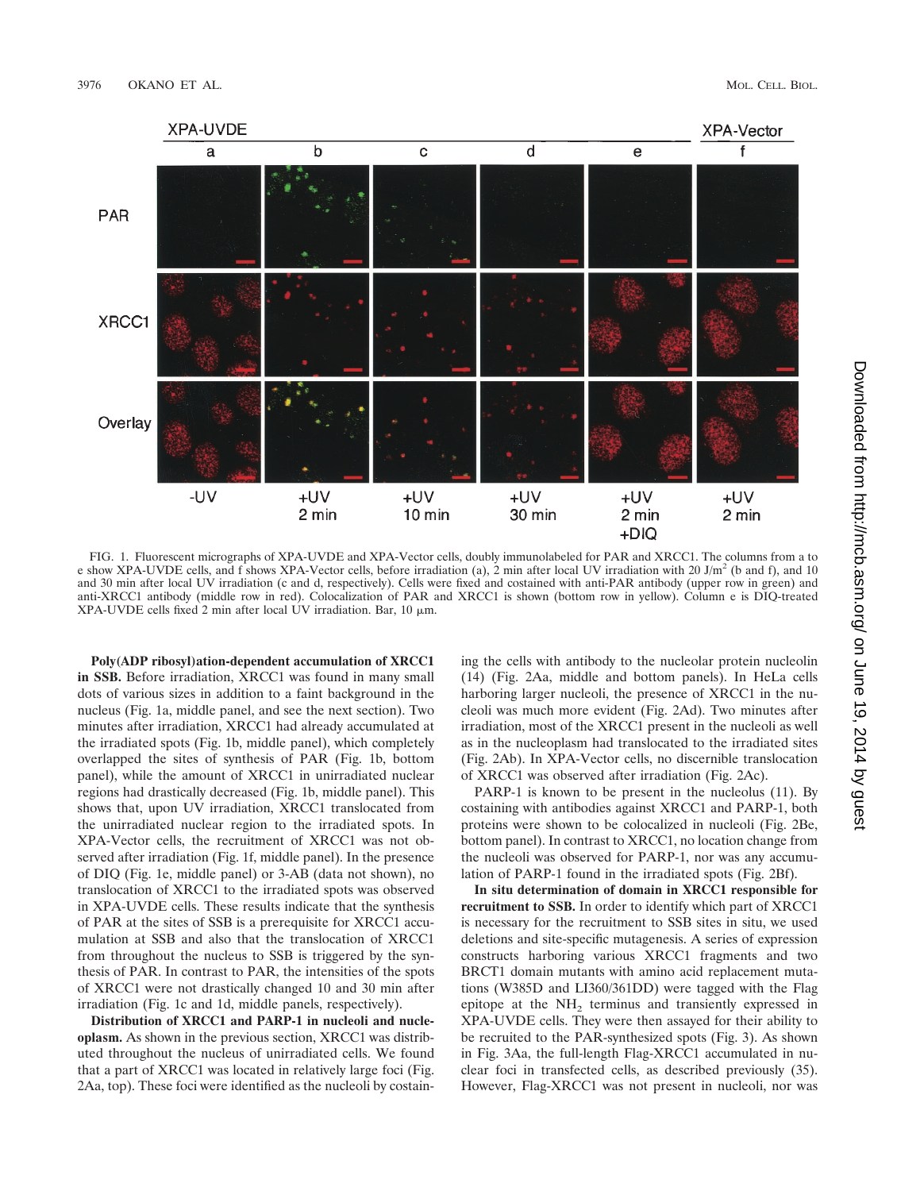FIG. 1. Fluorescent micrographs of XPA-UVDE and XPA-Vector cells, doubly immunolabeled for PAR and XRCC1. The columns from a to e show XPA-UVDE cells, and f shows XPA-Vector cells, before irradiation (a), 2 min after local UV irradiation with 20 J/m$^2$ (b and f), and 10 and 30 min after local UV irradiation (c and d, respectively). Cells were fixed and costained with anti-PAR antibody (upper row in green) and anti-XRCC1 antibody (middle row in red). Colocalization of PAR and XRCC1 is shown (bottom row in yellow). Column e is DIQ-treated XPA-UVDE cells fixed 2 min after local UV irradiation. Bar, 10 μm.

**Poly(ADP ribosyl)ation-dependent accumulation of XRCC1 in SSB.** Before irradiation, XRCC1 was found in many small dots of various sizes in addition to a faint background in the nucleus (Fig. 1a, middle panel, and see the next section). Two minutes after irradiation, XRCC1 had already accumulated at the irradiated spots (Fig. 1b, middle panel), which completely overlapped the sites of synthesis of PAR (Fig. 1b, bottom panel), while the amount of XRCC1 in unirradiated nuclear regions had drastically decreased (Fig. 1b, middle panel). This shows that, upon UV irradiation, XRCC1 translocated from the unirradiated nuclear region to the irradiated spots. In XPA-Vector cells, the recruitment of XRCC1 was not observed after irradiation (Fig. 1f, middle panel). In the presence of DIQ (Fig. 1e, middle panel) or 3-AB (data not shown), no translocation of XRCC1 to the irradiated spots was observed in XPA-UVDE cells. These results indicate that the synthesis of PAR at the sites of SSB is a prerequisite for XRCC1 accumulation at SSB and also that the translocation of XRCC1 from throughout the nucleus to SSB is triggered by the synthesis of PAR. In contrast to PAR, the intensities of the spots of XRCC1 were not drastically changed 10 and 30 min after irradiation (Fig. 1c and 1d, middle panels, respectively).

**Distribution of XRCC1 and PARP-1 in nucleoli and nucleoplasm.** As shown in the previous section, XRCC1 was distributed throughout the nucleus of unirradiated cells. We found that a part of XRCC1 was located in relatively large foci (Fig. 2Aa, top). These foci were identified as the nucleoli by costaining the cells with antibody to the nucleolar protein nucleolin (14) (Fig. 2Aa, middle and bottom panels). In HeLa cells harboring larger nucleoli, the presence of XRCC1 in the nucleoli was much more evident (Fig. 2Ad). Two minutes after irradiation, most of the XRCC1 present in the nucleoli as well as in the nucleoplasm had translocated to the irradiated sites (Fig. 2Ab). In XPA-Vector cells, no discernible translocation of XRCC1 was observed after irradiation (Fig. 2Ac).

PARP-1 is known to be present in the nucleolus (11). By costaining with antibodies against XRCC1 and PARP-1, both proteins were shown to be colocalized in nucleoli (Fig. 2Be, bottom panel). In contrast to XRCC1, no location change from the nucleoli was observed for PARP-1, nor was any accumulation of PARP-1 found in the irradiated spots (Fig. 2Bf).

**In situ determination of domain in XRCC1 responsible for recruitment to SSB.** In order to identify which part of XRCC1 is necessary for the recruitment to SSB sites in situ, we used deletions and site-specific mutagenesis. A series of expression constructs harboring various XRCC1 fragments and two BRCT1 domain mutants with amino acid replacement mutations (W385D and LI360/361DD) were tagged with the Flag epitope at the $NH_2$ terminus and transiently expressed in XPA-UVDE cells. They were then assayed for their ability to be recruited to the PAR-synthesized spots (Fig. 3). As shown in Fig. 3Aa, the full-length Flag-XRCC1 accumulated in nuclear foci in transfected cells, as described previously (35). However, Flag-XRCC1 was not present in nucleoli, nor was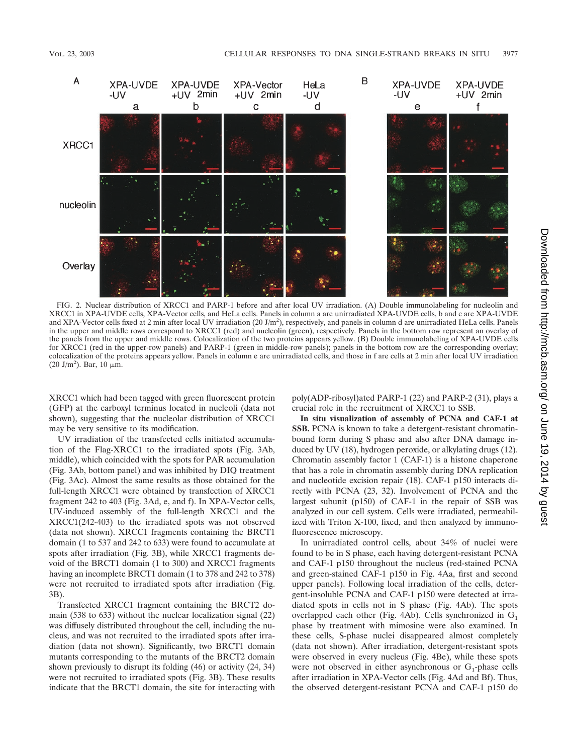FIG. 2. Nuclear distribution of XRCC1 and PARP-1 before and after local UV irradiation. (A) Double immunolabeling for nucleolin and XRCC1 in XPA-UVDE cells, XPA-Vector cells, and HeLa cells. Panels in column a are unirradiated XPA-UVDE cells, b and c are XPA-UVDE and XPA-Vector cells fixed at 2 min after local UV irradiation (20 J/m²), respectively, and panels in column d are unirradiated HeLa cells. Panels in the upper and middle rows correspond to XRCC1 (red) and nucleolin (green), respectively. Panels in the bottom row represent an overlay of the panels from the upper and middle rows. Colocalization of the two proteins appears yellow. (B) Double immunolabeling of XPA-UVDE cells for XRCC1 (red in the upper-row panels) and PARP-1 (green in middle-row panels); panels in the bottom row are the corresponding overlay; colocalization of the proteins appears yellow. Panels in column e are unirradiated cells, and those in f are cells at 2 min after local UV irradiation (20 J/m²). Bar, 10 μm.

XRCC1 which had been tagged with green fluorescent protein (GFP) at the carboxyl terminus located in nucleoli (data not shown), suggesting that the nucleolar distribution of XRCC1 may be very sensitive to its modification.

UV irradiation of the transfected cells initiated accumulation of the Flag-XRCC1 to the irradiated spots (Fig. 3Ab, middle), which coincided with the spots for PAR accumulation (Fig. 3Ab, bottom panel) and was inhibited by DIQ treatment (Fig. 3Ac). Almost the same results as those obtained for the full-length XRCC1 were obtained by transfection of XRCC1 fragment 242 to 403 (Fig. 3Ad, e, and f). In XPA-Vector cells, UV-induced assembly of the full-length XRCC1 and the XRCC1(242-403) to the irradiated spots was not observed (data not shown). XRCC1 fragments containing the BRCT1 domain (1 to 537 and 242 to 633) were found to accumulate at spots after irradiation (Fig. 3B), while XRCC1 fragments devoid of the BRCT1 domain (1 to 300) and XRCC1 fragments having an incomplete BRCT1 domain (1 to 378 and 242 to 378) were not recruited to irradiated spots after irradiation (Fig. 3B).

Transfected XRCC1 fragment containing the BRCT2 domain (538 to 633) without the nuclear localization signal (22) was diffusely distributed throughout the cell, including the nucleus, and was not recruited to the irradiated spots after irradiation (data not shown). Significantly, two BRCT1 domain mutants corresponding to the mutants of the BRCT2 domain shown previously to disrupt its folding (46) or activity (24, 34) were not recruited to irradiated spots (Fig. 3B). These results indicate that the BRCT1 domain, the site for interacting with poly(ADP-ribosyl)ated PARP-1 (22) and PARP-2 (31), plays a crucial role in the recruitment of XRCC1 to SSB.

**In situ visualization of assembly of PCNA and CAF-1 at SSB.** PCNA is known to take a detergent-resistant chromatin-bound form during S phase and also after DNA damage induced by UV (18), hydrogen peroxide, or alkylating drugs (12). Chromatin assembly factor 1 (CAF-1) is a histone chaperone that has a role in chromatin assembly during DNA replication and nucleotide excision repair (18). CAF-1 p150 interacts directly with PCNA (23, 32). Involvement of PCNA and the largest subunit (p150) of CAF-1 in the repair of SSB was analyzed in our cell system. Cells were irradiated, permeabilized with Triton X-100, fixed, and then analyzed by immunofluorescence microscopy.

In unirradiated control cells, about 34% of nuclei were found to be in S phase, each having detergent-resistant PCNA and CAF-1 p150 throughout the nucleus (red-stained PCNA and green-stained CAF-1 p150 in Fig. 4Aa, first and second upper panels). Following local irradiation of the cells, detergent-insoluble PCNA and CAF-1 p150 were detected at irradiated spots in cells not in S phase (Fig. 4Ab). The spots overlapped each other (Fig. 4Ab). Cells synchronized in $G_1$ phase by treatment with mimosine were also examined. In these cells, S-phase nuclei disappeared almost completely (data not shown). After irradiation, detergent-resistant spots were observed in every nucleus (Fig. 4Be), while these spots were not observed in either asynchronous or $G_1$-phase cells after irradiation in XPA-Vector cells (Fig. 4Ad and Bf). Thus, the observed detergent-resistant PCNA and CAF-1 p150 do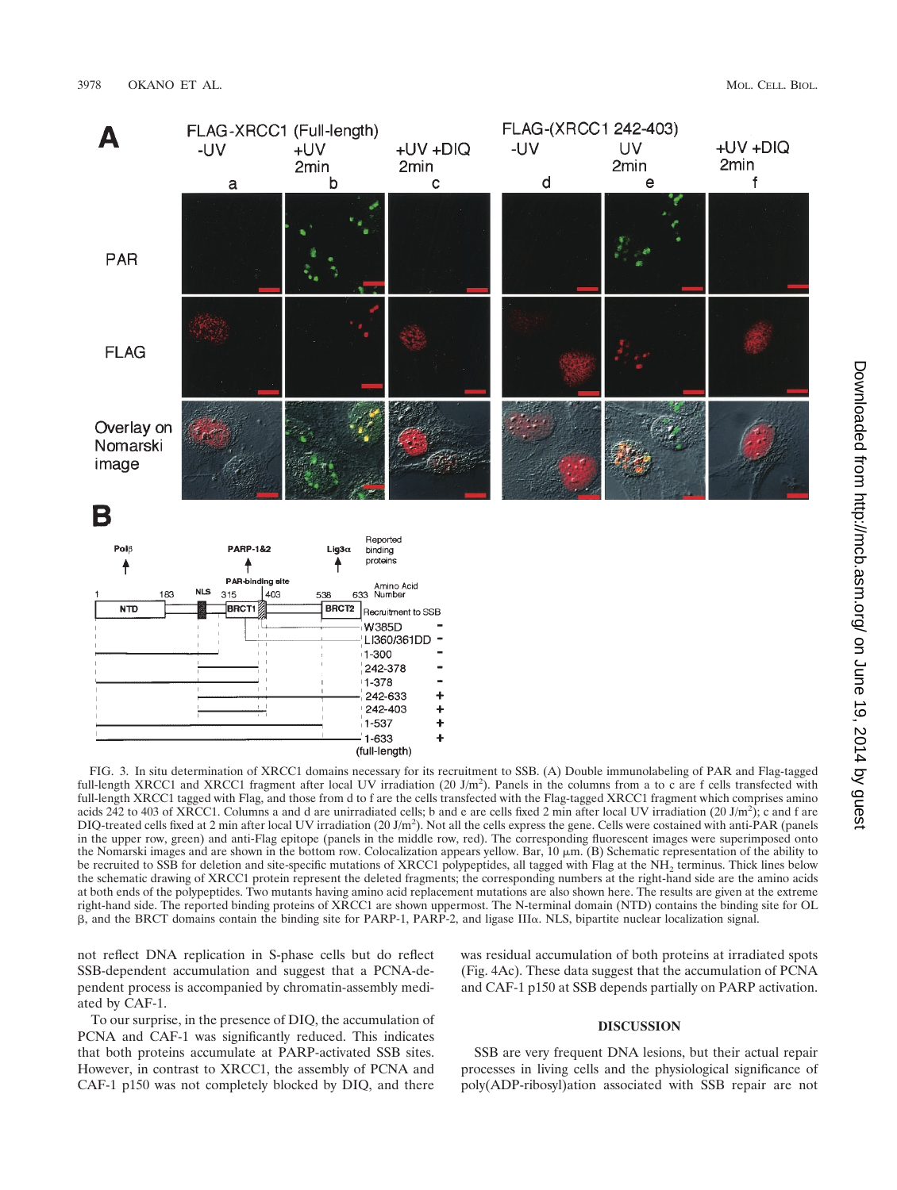FIG. 3. In situ determination of XRCC1 domains necessary for its recruitment to SSB. (A) Double immunolabeling of PAR and Flag-tagged full-length XRCC1 and XRCC1 fragment after local UV irradiation (20 J/m$^2$). Panels in the columns from a to c are f cells transfected with full-length XRCC1 tagged with Flag, and those from d to f are the cells transfected with the Flag-tagged XRCC1 fragment which comprises amino acids 242 to 403 of XRCC1. Columns a and d are unirradiated cells; b and e are cells fixed 2 min after local UV irradiation (20 J/m$^2$); c and f are DIQ-treated cells fixed at 2 min after local UV irradiation (20 J/m$^2$). Not all the cells express the gene. Cells were costained with anti-PAR (panels in the upper row, green) and anti-Flag epitope (panels in the middle row, red). The corresponding fluorescent images were superimposed onto the Nomarski images and are shown in the bottom row. Colocalization appears yellow. Bar, 10 μm. (B) Schematic representation of the ability to be recruited to SSB for deletion and site-specific mutations of XRCC1 polypeptides, all tagged with Flag at the $NH_2$ terminus. Thick lines below the schematic drawing of XRCC1 protein represent the deleted fragments; the corresponding numbers at the right-hand side are the amino acids at both ends of the polypeptides. Two mutants having amino acid replacement mutations are also shown here. The results are given at the extreme right-hand side. The reported binding proteins of XRCC1 are shown uppermost. The N-terminal domain (NTD) contains the binding site for OL β, and the BRCT domains contain the binding site for PARP-1, PARP-2, and ligase IIIα. NLS, bipartite nuclear localization signal.

not reflect DNA replication in S-phase cells but do reflect SSB-dependent accumulation and suggest that a PCNA-dependent process is accompanied by chromatin-assembly mediated by CAF-1.

To our surprise, in the presence of DIQ, the accumulation of PCNA and CAF-1 was significantly reduced. This indicates that both proteins accumulate at PARP-activated SSB sites. However, in contrast to XRCC1, the assembly of PCNA and CAF-1 p150 was not completely blocked by DIQ, and there was residual accumulation of both proteins at irradiated spots (Fig. 4Ac). These data suggest that the accumulation of PCNA and CAF-1 p150 at SSB depends partially on PARP activation.

## DISCUSSION

SSB are very frequent DNA lesions, but their actual repair processes in living cells and the physiological significance of poly(ADP-ribosyl)ation associated with SSB repair are not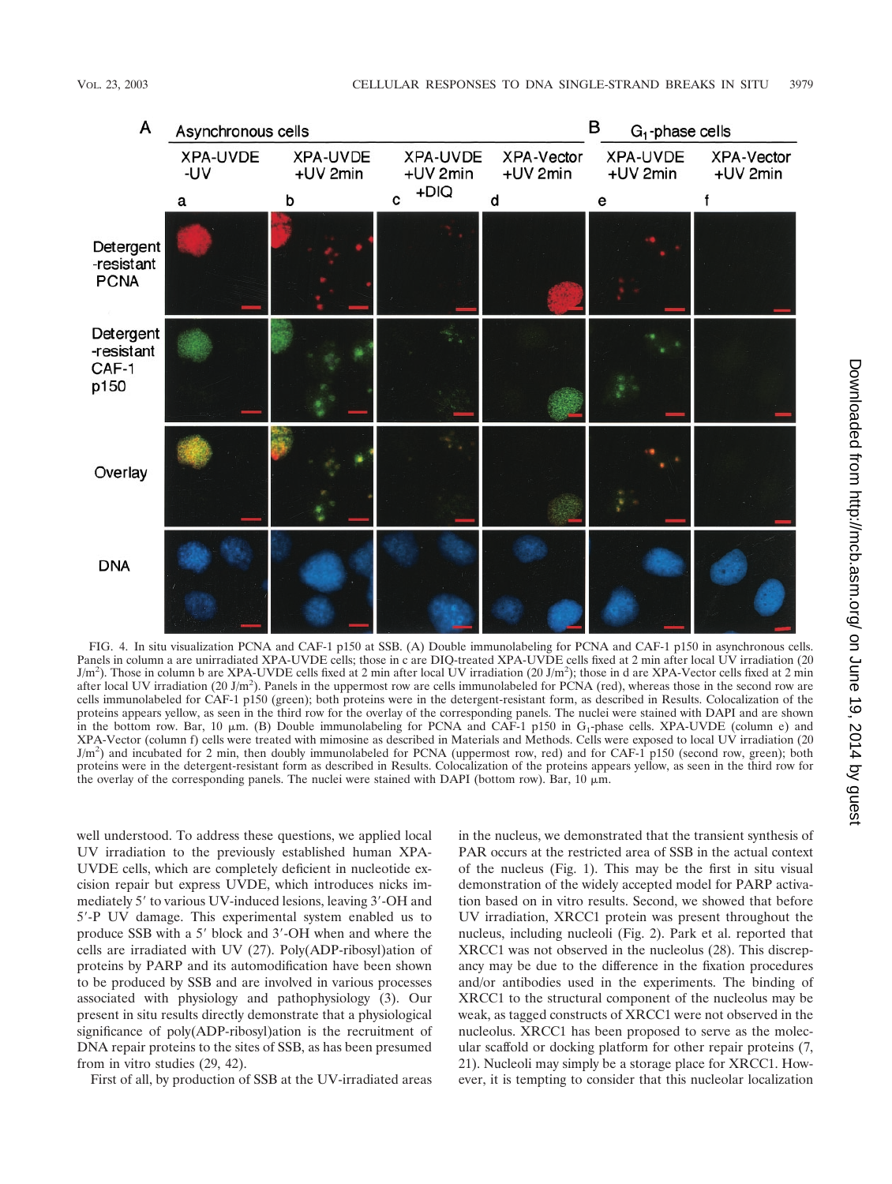FIG. 4. In situ visualization PCNA and CAF-1 p150 at SSB. (A) Double immunolabeling for PCNA and CAF-1 p150 in asynchronous cells. Panels in column a are unirradiated XPA-UVDE cells; those in c are DIQ-treated XPA-UVDE cells fixed at 2 min after local UV irradiation (20 J/m$^2$). Those in column b are XPA-UVDE cells fixed at 2 min after local UV irradiation (20 J/m$^2$); those in d are XPA-Vector cells fixed at 2 min after local UV irradiation (20 J/m$^2$). Panels in the uppermost row are cells immunolabeled for PCNA (red), whereas those in the second row are cells immunolabeled for CAF-1 p150 (green); both proteins were in the detergent-resistant form, as described in Results. Colocalization of the proteins appears yellow, as seen in the third row for the overlay of the corresponding panels. The nuclei were stained with DAPI and are shown in the bottom row. Bar, 10 μm. (B) Double immunolabeling for PCNA and CAF-1 p150 in $G_1$-phase cells. XPA-UVDE (column e) and XPA-Vector (column f) cells were treated with mimosine as described in Materials and Methods. Cells were exposed to local UV irradiation (20 J/m$^2$) and incubated for 2 min, then doubly immunolabeled for PCNA (uppermost row, red) and for CAF-1 p150 (second row, green); both proteins were in the detergent-resistant form as described in Results. Colocalization of the proteins appears yellow, as seen in the third row for the overlay of the corresponding panels. The nuclei were stained with DAPI (bottom row). Bar, 10 μm.

well understood. To address these questions, we applied local UV irradiation to the previously established human XPA-UVDE cells, which are completely deficient in nucleotide excision repair but express UVDE, which introduces nicks immediately 5′ to various UV-induced lesions, leaving 3′-OH and 5′-P UV damage. This experimental system enabled us to produce SSB with a 5′ block and 3′-OH when and where the cells are irradiated with UV (27). Poly(ADP-ribosyl)ation of proteins by PARP and its automodification have been shown to be produced by SSB and are involved in various processes associated with physiology and pathophysiology (3). Our present in situ results directly demonstrate that a physiological significance of poly(ADP-ribosyl)ation is the recruitment of DNA repair proteins to the sites of SSB, as has been presumed from in vitro studies (29, 42).

First of all, by production of SSB at the UV-irradiated areas in the nucleus, we demonstrated that the transient synthesis of PAR occurs at the restricted area of SSB in the actual context of the nucleus (Fig. 1). This may be the first in situ visual demonstration of the widely accepted model for PARP activation based on in vitro results. Second, we showed that before UV irradiation, XRCC1 protein was present throughout the nucleus, including nucleoli (Fig. 2). Park et al. reported that XRCC1 was not observed in the nucleolus (28). This discrepancy may be due to the difference in the fixation procedures and/or antibodies used in the experiments. The binding of XRCC1 to the structural component of the nucleolus may be weak, as tagged constructs of XRCC1 were not observed in the nucleolus. XRCC1 has been proposed to serve as the molecular scaffold or docking platform for other repair proteins (7, 21). Nucleoli may simply be a storage place for XRCC1. However, it is tempting to consider that this nucleolar localization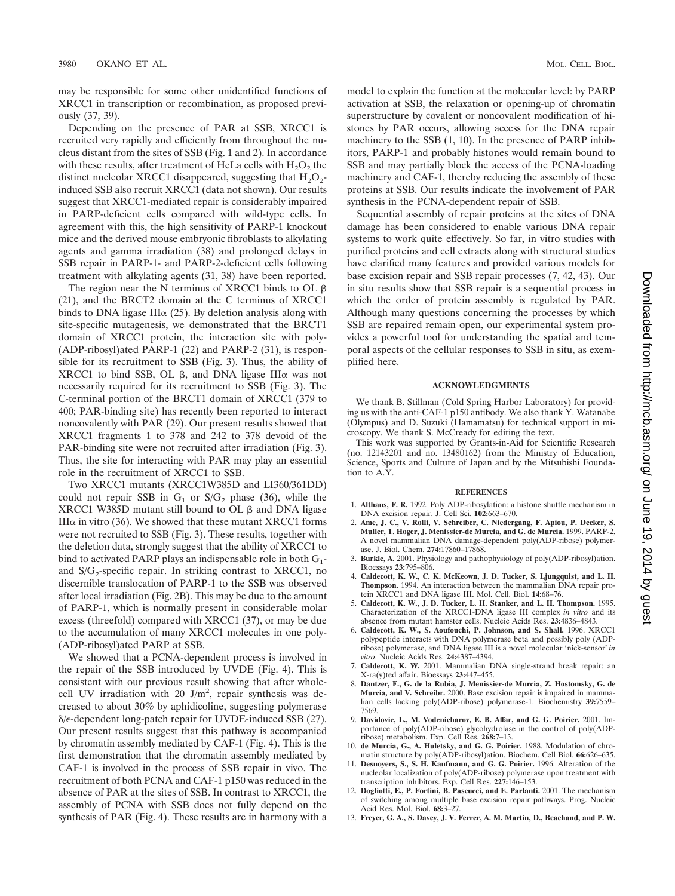may be responsible for some other unidentified functions of XRCC1 in transcription or recombination, as proposed previously (37, 39).

Depending on the presence of PAR at SSB, XRCC1 is recruited very rapidly and efficiently from throughout the nucleus distant from the sites of SSB (Fig. 1 and 2). In accordance with these results, after treatment of HeLa cells with $H_2O_2$ the distinct nucleolar XRCC1 disappeared, suggesting that $H_2O_2$-induced SSB also recruit XRCC1 (data not shown). Our results suggest that XRCC1-mediated repair is considerably impaired in PARP-deficient cells compared with wild-type cells. In agreement with this, the high sensitivity of PARP-1 knockout mice and the derived mouse embryonic fibroblasts to alkylating agents and gamma irradiation (38) and prolonged delays in SSB repair in PARP-1- and PARP-2-deficient cells following treatment with alkylating agents (31, 38) have been reported.

The region near the N terminus of XRCC1 binds to OL β (21), and the BRCT2 domain at the C terminus of XRCC1 binds to DNA ligase IIIα (25). By deletion analysis along with site-specific mutagenesis, we demonstrated that the BRCT1 domain of XRCC1 protein, the interaction site with poly-(ADP-ribosyl)ated PARP-1 (22) and PARP-2 (31), is responsible for its recruitment to SSB (Fig. 3). Thus, the ability of XRCC1 to bind SSB, OL β, and DNA ligase IIIα was not necessarily required for its recruitment to SSB (Fig. 3). The C-terminal portion of the BRCT1 domain of XRCC1 (379 to 400; PAR-binding site) has recently been reported to interact noncovalently with PAR (29). Our present results showed that XRCC1 fragments 1 to 378 and 242 to 378 devoid of the PAR-binding site were not recruited after irradiation (Fig. 3). Thus, the site for interacting with PAR may play an essential role in the recruitment of XRCC1 to SSB.

Two XRCC1 mutants (XRCC1W385D and LI360/361DD) could not repair SSB in $G_1$ or $S/G_2$ phase (36), while the XRCC1 W385D mutant still bound to OL β and DNA ligase IIIα in vitro (36). We showed that these mutant XRCC1 forms were not recruited to SSB (Fig. 3). These results, together with the deletion data, strongly suggest that the ability of XRCC1 to bind to activated PARP plays an indispensable role in both $G_1$- and $S/G_2$-specific repair. In striking contrast to XRCC1, no discernible translocation of PARP-1 to the SSB was observed after local irradiation (Fig. 2B). This may be due to the amount of PARP-1, which is normally present in considerable molar excess (threefold) compared with XRCC1 (37), or may be due to the accumulation of many XRCC1 molecules in one poly-(ADP-ribosyl)ated PARP at SSB.

We showed that a PCNA-dependent process is involved in the repair of the SSB introduced by UVDE (Fig. 4). This is consistent with our previous result showing that after whole-cell UV irradiation with 20 J/m$^2$, repair synthesis was decreased to about 30% by aphidicoline, suggesting polymerase δ/ε-dependent long-patch repair for UVDE-induced SSB (27). Our present results suggest that this pathway is accompanied by chromatin assembly mediated by CAF-1 (Fig. 4). This is the first demonstration that the chromatin assembly mediated by CAF-1 is involved in the process of SSB repair in vivo. The recruitment of both PCNA and CAF-1 p150 was reduced in the absence of PAR at the sites of SSB. In contrast to XRCC1, the assembly of PCNA with SSB does not fully depend on the synthesis of PAR (Fig. 4). These results are in harmony with a model to explain the function at the molecular level: by PARP activation at SSB, the relaxation or opening-up of chromatin superstructure by covalent or noncovalent modification of histones by PAR occurs, allowing access for the DNA repair machinery to the SSB (1, 10). In the presence of PARP inhibitors, PARP-1 and probably histones would remain bound to SSB and may partially block the access of the PCNA-loading machinery and CAF-1, thereby reducing the assembly of these proteins at SSB. Our results indicate the involvement of PAR synthesis in the PCNA-dependent repair of SSB.

Sequential assembly of repair proteins at the sites of DNA damage has been considered to enable various DNA repair systems to work quite effectively. So far, in vitro studies with purified proteins and cell extracts along with structural studies have clarified many features and provided various models for base excision repair and SSB repair processes (7, 42, 43). Our in situ results show that SSB repair is a sequential process in which the order of protein assembly is regulated by PAR. Although many questions concerning the processes by which SSB are repaired remain open, our experimental system provides a powerful tool for understanding the spatial and temporal aspects of the cellular responses to SSB in situ, as exemplified here.

## ACKNOWLEDGMENTS

We thank B. Stillman (Cold Spring Harbor Laboratory) for providing us with the anti-CAF-1 p150 antibody. We also thank Y. Watanabe (Olympus) and D. Suzuki (Hamamatsu) for technical support in microscopy. We thank S. McCready for editing the text.

This work was supported by Grants-in-Aid for Scientific Research (no. 12143201 and no. 13480162) from the Ministry of Education, Science, Sports and Culture of Japan and by the Mitsubishi Foundation to A.Y.

## REFERENCES

1. **Althaus, F. R.** 1992. Poly ADP-ribosylation: a histone shuttle mechanism in DNA excision repair. J. Cell Sci. **102:**663–670.
2. **Ame, J. C., V. Rolli, V. Schreiber, C. Niedergang, F. Apiou, P. Decker, S. Muller, T. Hoger, J. Menissier-de Murcia, and G. de Murcia.** 1999. PARP-2, A novel mammalian DNA damage-dependent poly(ADP-ribose) polymerase. J. Biol. Chem. **274:**17860–17868.
3. **Burkle, A.** 2001. Physiology and pathophysiology of poly(ADP-ribosyl)ation. Bioessays **23:**795–806.
4. **Caldecott, K. W., C. K. McKeown, J. D. Tucker, S. Ljungquist, and L. H. Thompson.** 1994. An interaction between the mammalian DNA repair protein XRCC1 and DNA ligase III. Mol. Cell. Biol. **14:**68–76.
5. **Caldecott, K. W., J. D. Tucker, L. H. Stanker, and L. H. Thompson.** 1995. Characterization of the XRCC1-DNA ligase III complex *in vitro* and its absence from mutant hamster cells. Nucleic Acids Res. **23:**4836–4843.
6. **Caldecott, K. W., S. Aoufouchi, P. Johnson, and S. Shall.** 1996. XRCC1 polypeptide interacts with DNA polymerase beta and possibly poly (ADP-ribose) polymerase, and DNA ligase III is a novel molecular 'nick-sensor' *in vitro*. Nucleic Acids Res. **24:**4387–4394.
7. **Caldecott, K. W.** 2001. Mammalian DNA single-strand break repair: an X-ra(y)ted affair. Bioessays **23:**447–455.
8. **Dantzer, F., G. de la Rubia, J. Menissier-de Murcia, Z. Hostomsky, G. de Murcia, and V. Schreibr.** 2000. Base excision repair is impaired in mammalian cells lacking poly(ADP-ribose) polymerase-1. Biochemistry **39:**7559–7569.
9. **Davidovic, L., M. Vodenicharov, E. B. Affar, and G. G. Poirier.** 2001. Importance of poly(ADP-ribose) glycohydrolase in the control of poly(ADP-ribose) metabolism. Exp. Cell Res. **268:**7–13.
10. **de Murcia, G., A. Huletsky, and G. G. Poirier.** 1988. Modulation of chromatin structure by poly(ADP-ribosyl)ation. Biochem. Cell Biol. **66:**626–635.
11. **Desnoyers, S., S. H. Kaufmann, and G. G. Poirier.** 1996. Alteration of the nucleolar localization of poly(ADP-ribose) polymerase upon treatment with transcription inhibitors. Exp. Cell Res. **227:**146–153.
12. **Dogliotti, E., P. Fortini, B. Pascucci, and E. Parlanti.** 2001. The mechanism of switching among multiple base excision repair pathways. Prog. Nucleic Acid Res. Mol. Biol. **68:**3–27.
13. **Freyer, G. A., S. Davey, J. V. Ferrer, A. M. Martin, D., Beachand, and P. W.**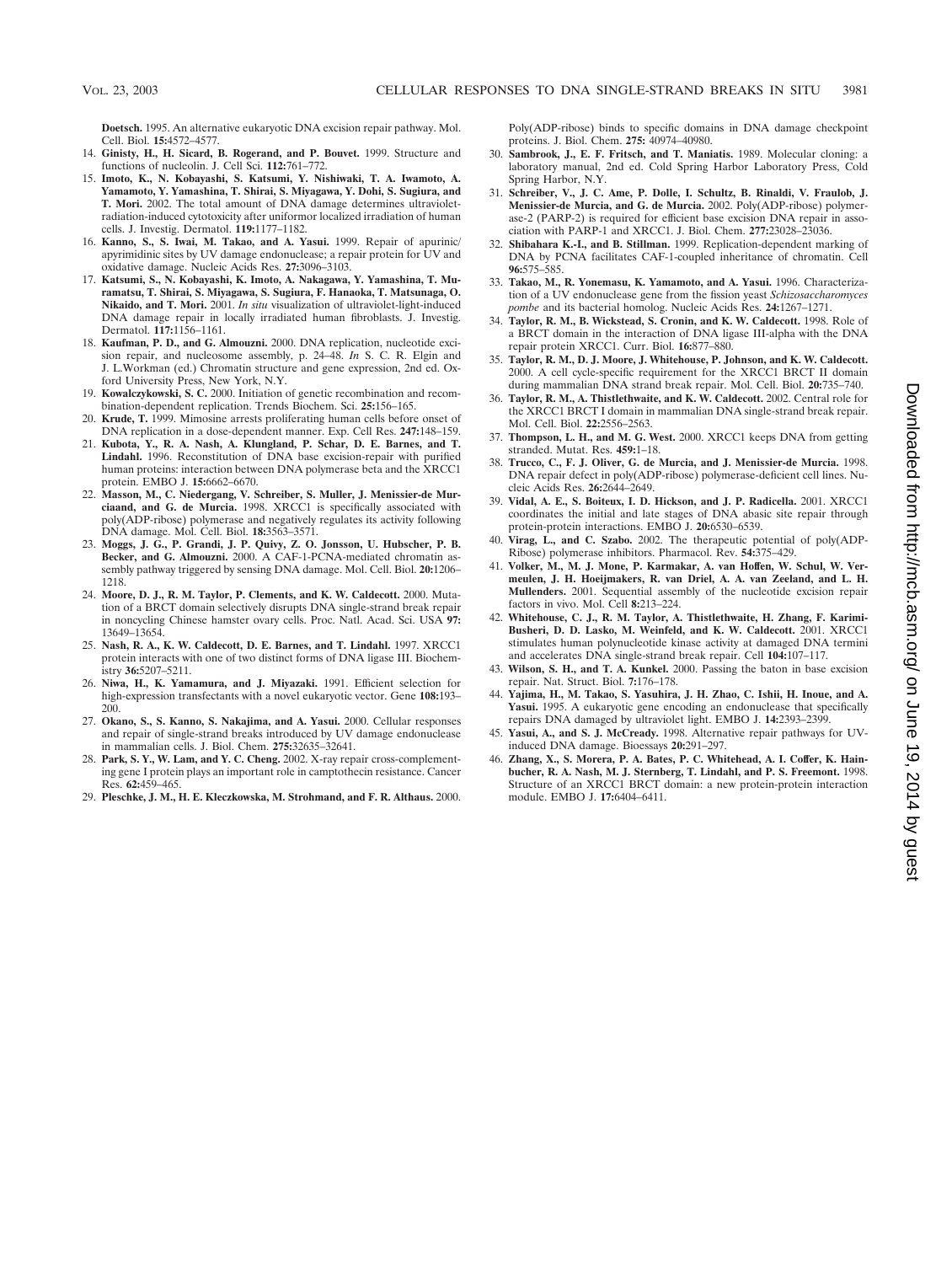Doetsch. 1995. An alternative eukaryotic DNA excision repair pathway. Mol. Cell. Biol. **15:**4572–4577.

14. **Ginisty, H., H. Sicard, B. Rogerand, and P. Bouvet.** 1999. Structure and functions of nucleolin. J. Cell Sci. **112:**761–772.
15. **Imoto, K., N. Kobayashi, S. Katsumi, Y. Nishiwaki, T. A. Iwamoto, A. Yamamoto, Y. Yamashina, T. Shirai, S. Miyagawa, Y. Dohi, S. Sugiura, and T. Mori.** 2002. The total amount of DNA damage determines ultraviolet-radiation-induced cytotoxicity after uniformor localized irradiation of human cells. J. Investig. Dermatol. **119:**1177–1182.
16. **Kanno, S., S. Iwai, M. Takao, and A. Yasui.** 1999. Repair of apurinic/apyrimidinic sites by UV damage endonuclease; a repair protein for UV and oxidative damage. Nucleic Acids Res. **27:**3096–3103.
17. **Katsumi, S., N. Kobayashi, K. Imoto, A. Nakagawa, Y. Yamashina, T. Muramatsu, T. Shirai, S. Miyagawa, S. Sugiura, F. Hanaoka, T. Matsunaga, O. Nikaido, and T. Mori.** 2001. *In situ* visualization of ultraviolet-light-induced DNA damage repair in locally irradiated human fibroblasts. J. Investig. Dermatol. **117:**1156–1161.
18. **Kaufman, P. D., and G. Almouzni.** 2000. DNA replication, nucleotide excision repair, and nucleosome assembly, p. 24–48. *In* S. C. R. Elgin and J. L.Workman (ed.) Chromatin structure and gene expression, 2nd ed. Oxford University Press, New York, N.Y.
19. **Kowalczykowski, S. C.** 2000. Initiation of genetic recombination and recombination-dependent replication. Trends Biochem. Sci. **25:**156–165.
20. **Krude, T.** 1999. Mimosine arrests proliferating human cells before onset of DNA replication in a dose-dependent manner. Exp. Cell Res. **247:**148–159.
21. **Kubota, Y., R. A. Nash, A. Klungland, P. Schar, D. E. Barnes, and T. Lindahl.** 1996. Reconstitution of DNA base excision-repair with purified human proteins: interaction between DNA polymerase beta and the XRCC1 protein. EMBO J. **15:**6662–6670.
22. **Masson, M., C. Niedergang, V. Schreiber, S. Muller, J. Menissier-de Murciaand, and G. de Murcia.** 1998. XRCC1 is specifically associated with poly(ADP-ribose) polymerase and negatively regulates its activity following DNA damage. Mol. Cell. Biol. **18:**3563–3571.
23. **Moggs, J. G., P. Grandi, J. P. Quivy, Z. O. Jonsson, U. Hubscher, P. B. Becker, and G. Almouzni.** 2000. A CAF-1-PCNA-mediated chromatin assembly pathway triggered by sensing DNA damage. Mol. Cell. Biol. **20:**1206–1218.
24. **Moore, D. J., R. M. Taylor, P. Clements, and K. W. Caldecott.** 2000. Mutation of a BRCT domain selectively disrupts DNA single-strand break repair in noncycling Chinese hamster ovary cells. Proc. Natl. Acad. Sci. USA **97:**13649–13654.
25. **Nash, R. A., K. W. Caldecott, D. E. Barnes, and T. Lindahl.** 1997. XRCC1 protein interacts with one of two distinct forms of DNA ligase III. Biochemistry **36:**5207–5211.
26. **Niwa, H., K. Yamamura, and J. Miyazaki.** 1991. Efficient selection for high-expression transfectants with a novel eukaryotic vector. Gene **108:**193–200.
27. **Okano, S., S. Kanno, S. Nakajima, and A. Yasui.** 2000. Cellular responses and repair of single-strand breaks introduced by UV damage endonuclease in mammalian cells. J. Biol. Chem. **275:**32635–32641.
28. **Park, S. Y., W. Lam, and Y. C. Cheng.** 2002. X-ray repair cross-complementing gene I protein plays an important role in camptothecin resistance. Cancer Res. **62:**459–465.
29. **Pleschke, J. M., H. E. Kleczkowska, M. Strohmand, and F. R. Althaus.** 2000. Poly(ADP-ribose) binds to specific domains in DNA damage checkpoint proteins. J. Biol. Chem. **275:** 40974–40980.
30. **Sambrook, J., E. F. Fritsch, and T. Maniatis.** 1989. Molecular cloning: a laboratory manual, 2nd ed. Cold Spring Harbor Laboratory Press, Cold Spring Harbor, N.Y.
31. **Schreiber, V., J. C. Ame, P. Dolle, I. Schultz, B. Rinaldi, V. Fraulob, J. Menissier-de Murcia, and G. de Murcia.** 2002. Poly(ADP-ribose) polymerase-2 (PARP-2) is required for efficient base excision DNA repair in association with PARP-1 and XRCC1. J. Biol. Chem. **277:**23028–23036.
32. **Shibahara K.-I., and B. Stillman.** 1999. Replication-dependent marking of DNA by PCNA facilitates CAF-1-coupled inheritance of chromatin. Cell **96:**575–585.
33. **Takao, M., R. Yonemasu, K. Yamamoto, and A. Yasui.** 1996. Characterization of a UV endonuclease gene from the fission yeast *Schizosaccharomyces pombe* and its bacterial homolog. Nucleic Acids Res. **24:**1267–1271.
34. **Taylor, R. M., B. Wickstead, S. Cronin, and K. W. Caldecott.** 1998. Role of a BRCT domain in the interaction of DNA ligase III-alpha with the DNA repair protein XRCC1. Curr. Biol. **16:**877–880.
35. **Taylor, R. M., D. J. Moore, J. Whitehouse, P. Johnson, and K. W. Caldecott.** 2000. A cell cycle-specific requirement for the XRCC1 BRCT II domain during mammalian DNA strand break repair. Mol. Cell. Biol. **20:**735–740.
36. **Taylor, R. M., A. Thistlethwaite, and K. W. Caldecott.** 2002. Central role for the XRCC1 BRCT I domain in mammalian DNA single-strand break repair. Mol. Cell. Biol. **22:**2556–2563.
37. **Thompson, L. H., and M. G. West.** 2000. XRCC1 keeps DNA from getting stranded. Mutat. Res. **459:**1–18.
38. **Trucco, C., F. J. Oliver, G. de Murcia, and J. Menissier-de Murcia.** 1998. DNA repair defect in poly(ADP-ribose) polymerase-deficient cell lines. Nucleic Acids Res. **26:**2644–2649.
39. **Vidal, A. E., S. Boiteux, I. D. Hickson, and J. P. Radicella.** 2001. XRCC1 coordinates the initial and late stages of DNA abasic site repair through protein-protein interactions. EMBO J. **20:**6530–6539.
40. **Virag, L., and C. Szabo.** 2002. The therapeutic potential of poly(ADP-Ribose) polymerase inhibitors. Pharmacol. Rev. **54:**375–429.
41. **Volker, M., M. J. Mone, P. Karmakar, A. van Hoffen, W. Schul, W. Vermeulen, J. H. Hoeijmakers, R. van Driel, A. A. van Zeeland, and L. H. Mullenders.** 2001. Sequential assembly of the nucleotide excision repair factors in vivo. Mol. Cell **8:**213–224.
42. **Whitehouse, C. J., R. M. Taylor, A. Thistlethwaite, H. Zhang, F. Karimi-Busheri, D. D. Lasko, M. Weinfeld, and K. W. Caldecott.** 2001. XRCC1 stimulates human polynucleotide kinase activity at damaged DNA termini and accelerates DNA single-strand break repair. Cell **104:**107–117.
43. **Wilson, S. H., and T. A. Kunkel.** 2000. Passing the baton in base excision repair. Nat. Struct. Biol. **7:**176–178.
44. **Yajima, H., M. Takao, S. Yasuhira, J. H. Zhao, C. Ishii, H. Inoue, and A. Yasui.** 1995. A eukaryotic gene encoding an endonuclease that specifically repairs DNA damaged by ultraviolet light. EMBO J. **14:**2393–2399.
45. **Yasui, A., and S. J. McCready.** 1998. Alternative repair pathways for UV-induced DNA damage. Bioessays **20:**291–297.
46. **Zhang, X., S. Morera, P. A. Bates, P. C. Whitehead, A. I. Coffer, K. Hainbucher, R. A. Nash, M. J. Sternberg, T. Lindahl, and P. S. Freemont.** 1998. Structure of an XRCC1 BRCT domain: a new protein-protein interaction module. EMBO J. **17:**6404–6411.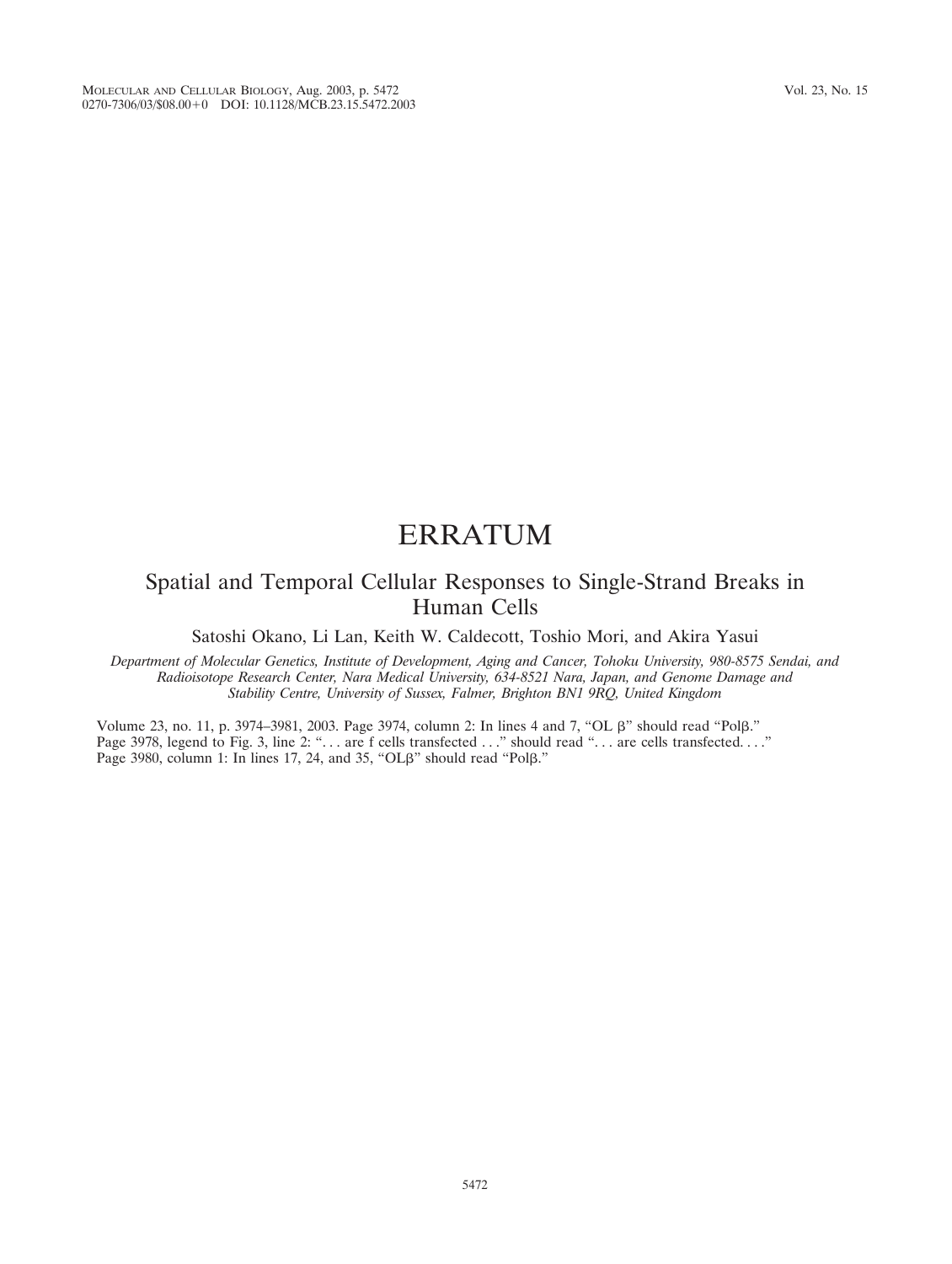# ERRATUM

## Spatial and Temporal Cellular Responses to Single-Strand Breaks in Human Cells

Satoshi Okano, Li Lan, Keith W. Caldecott, Toshio Mori, and Akira Yasui

*Department of Molecular Genetics, Institute of Development, Aging and Cancer, Tohoku University, 980-8575 Sendai, and Radioisotope Research Center, Nara Medical University, 634-8521 Nara, Japan, and Genome Damage and Stability Centre, University of Sussex, Falmer, Brighton BN1 9RQ, United Kingdom*

Volume 23, no. 11, p. 3974–3981, 2003. Page 3974, column 2: In lines 4 and 7, "OL β" should read "Polβ." Page 3978, legend to Fig. 3, line 2: ". . . are f cells transfected . . ." should read ". . . are cells transfected. . . ." Page 3980, column 1: In lines 17, 24, and 35, "OLβ" should read "Polβ."